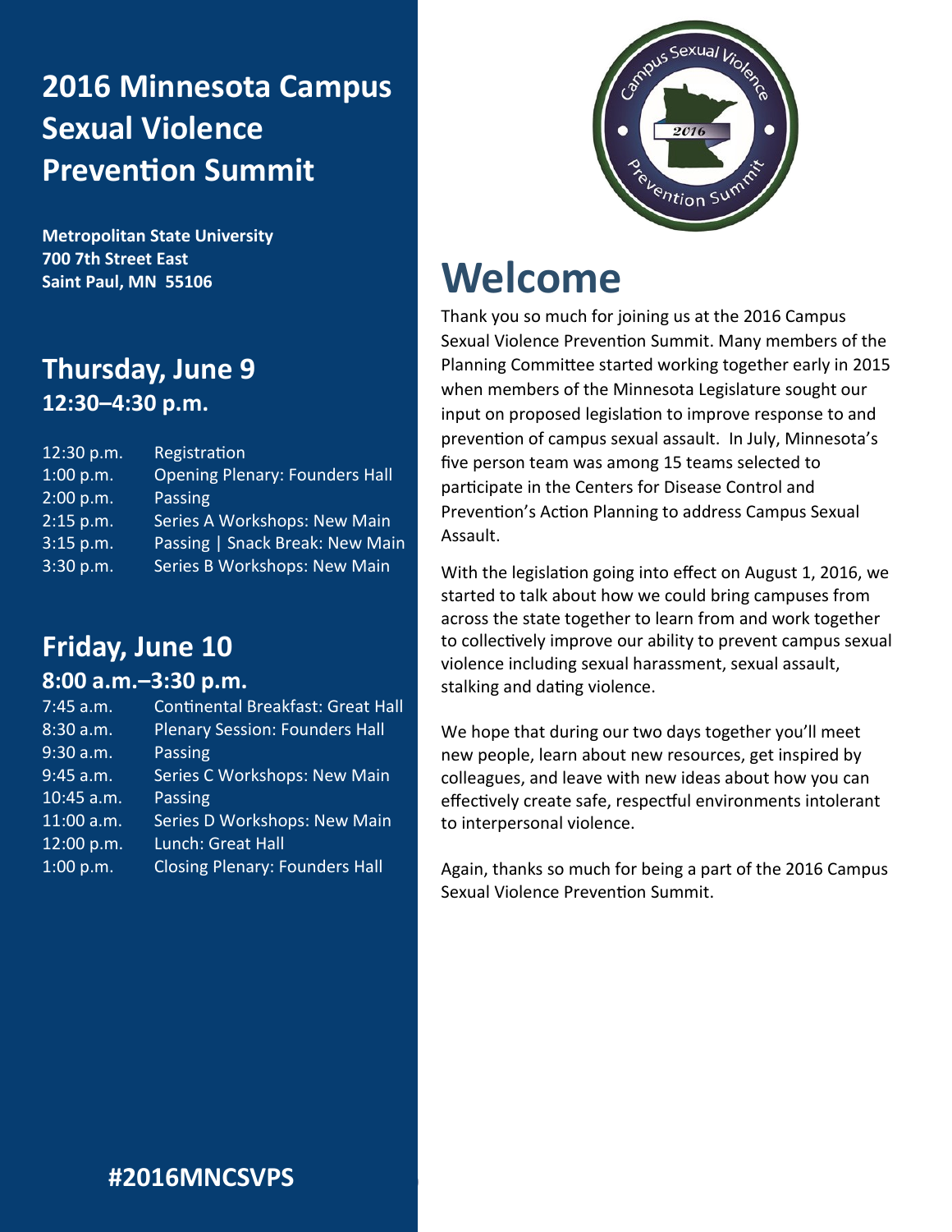# 2016 Minnesota Campus Sexual Violence Prevention Summit

**Metropolitan State University**
**700 7th Street East**
**Saint Paul, MN 55106**

## Thursday, June 9
### 12:30–4:30 p.m.

| | |
|---|---|
| 12:30 p.m. | Registration |
| 1:00 p.m. | Opening Plenary: Founders Hall |
| 2:00 p.m. | Passing |
| 2:15 p.m. | Series A Workshops: New Main |
| 3:15 p.m. | Passing \| Snack Break: New Main |
| 3:30 p.m. | Series B Workshops: New Main |

## Friday, June 10
### 8:00 a.m.–3:30 p.m.

| | |
|---|---|
| 7:45 a.m. | Continental Breakfast: Great Hall |
| 8:30 a.m. | Plenary Session: Founders Hall |
| 9:30 a.m. | Passing |
| 9:45 a.m. | Series C Workshops: New Main |
| 10:45 a.m. | Passing |
| 11:00 a.m. | Series D Workshops: New Main |
| 12:00 p.m. | Lunch: Great Hall |
| 1:00 p.m. | Closing Plenary: Founders Hall |

**#2016MNCSVPS**

# Welcome

Thank you so much for joining us at the 2016 Campus Sexual Violence Prevention Summit. Many members of the Planning Committee started working together early in 2015 when members of the Minnesota Legislature sought our input on proposed legislation to improve response to and prevention of campus sexual assault. In July, Minnesota's five person team was among 15 teams selected to participate in the Centers for Disease Control and Prevention's Action Planning to address Campus Sexual Assault.

With the legislation going into effect on August 1, 2016, we started to talk about how we could bring campuses from across the state together to learn from and work together to collectively improve our ability to prevent campus sexual violence including sexual harassment, sexual assault, stalking and dating violence.

We hope that during our two days together you'll meet new people, learn about new resources, get inspired by colleagues, and leave with new ideas about how you can effectively create safe, respectful environments intolerant to interpersonal violence.

Again, thanks so much for being a part of the 2016 Campus Sexual Violence Prevention Summit.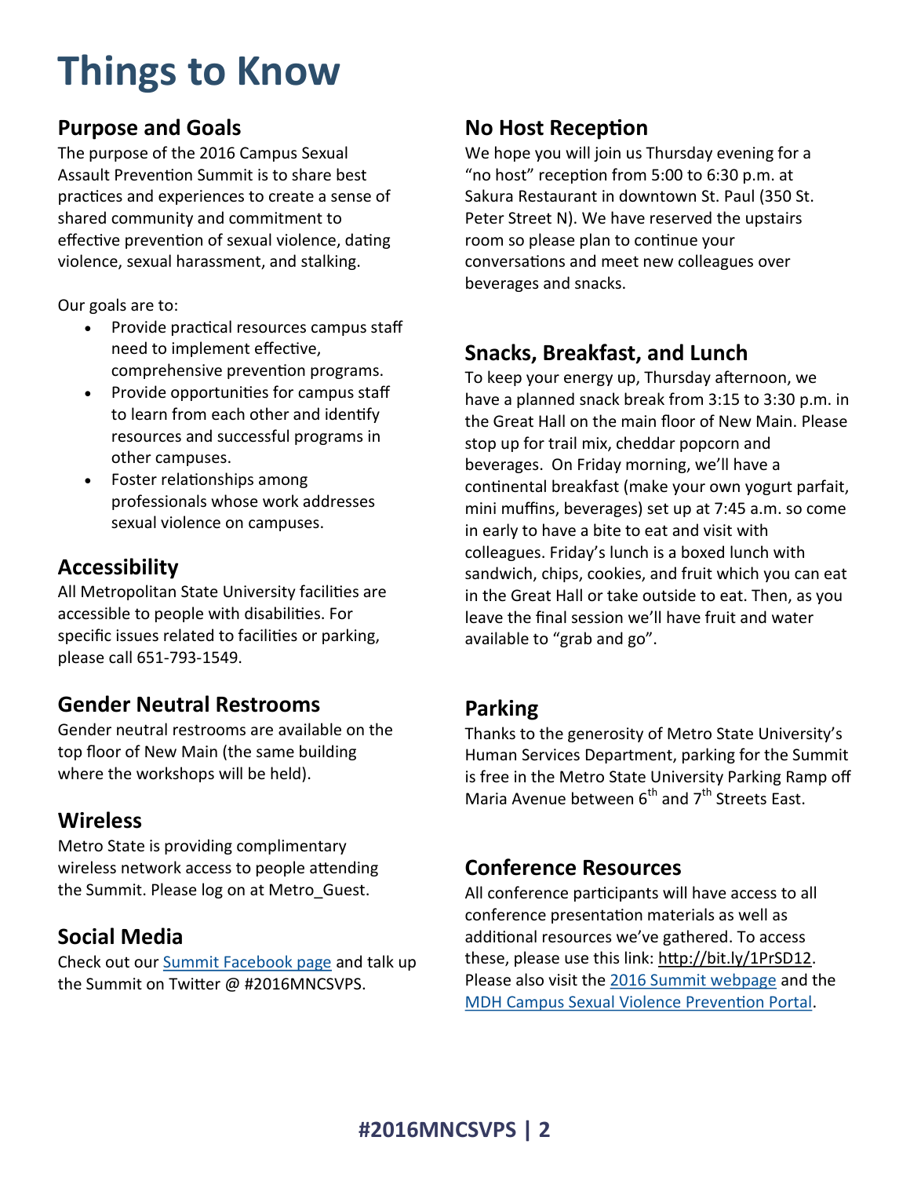# Things to Know

## Purpose and Goals

The purpose of the 2016 Campus Sexual Assault Prevention Summit is to share best practices and experiences to create a sense of shared community and commitment to effective prevention of sexual violence, dating violence, sexual harassment, and stalking.

Our goals are to:

- Provide practical resources campus staff need to implement effective, comprehensive prevention programs.
- Provide opportunities for campus staff to learn from each other and identify resources and successful programs in other campuses.
- Foster relationships among professionals whose work addresses sexual violence on campuses.

## Accessibility

All Metropolitan State University facilities are accessible to people with disabilities. For specific issues related to facilities or parking, please call 651-793-1549.

## Gender Neutral Restrooms

Gender neutral restrooms are available on the top floor of New Main (the same building where the workshops will be held).

## Wireless

Metro State is providing complimentary wireless network access to people attending the Summit. Please log on at Metro_Guest.

## Social Media

Check out our [Summit Facebook page] and talk up the Summit on Twitter @ #2016MNCSVPS.

## No Host Reception

We hope you will join us Thursday evening for a "no host" reception from 5:00 to 6:30 p.m. at Sakura Restaurant in downtown St. Paul (350 St. Peter Street N). We have reserved the upstairs room so please plan to continue your conversations and meet new colleagues over beverages and snacks.

## Snacks, Breakfast, and Lunch

To keep your energy up, Thursday afternoon, we have a planned snack break from 3:15 to 3:30 p.m. in the Great Hall on the main floor of New Main. Please stop up for trail mix, cheddar popcorn and beverages. On Friday morning, we'll have a continental breakfast (make your own yogurt parfait, mini muffins, beverages) set up at 7:45 a.m. so come in early to have a bite to eat and visit with colleagues. Friday's lunch is a boxed lunch with sandwich, chips, cookies, and fruit which you can eat in the Great Hall or take outside to eat. Then, as you leave the final session we'll have fruit and water available to "grab and go".

## Parking

Thanks to the generosity of Metro State University's Human Services Department, parking for the Summit is free in the Metro State University Parking Ramp off Maria Avenue between 6th and 7th Streets East.

## Conference Resources

All conference participants will have access to all conference presentation materials as well as additional resources we've gathered. To access these, please use this link: http://bit.ly/1PrSD12. Please also visit the [2016 Summit webpage] and the [MDH Campus Sexual Violence Prevention Portal].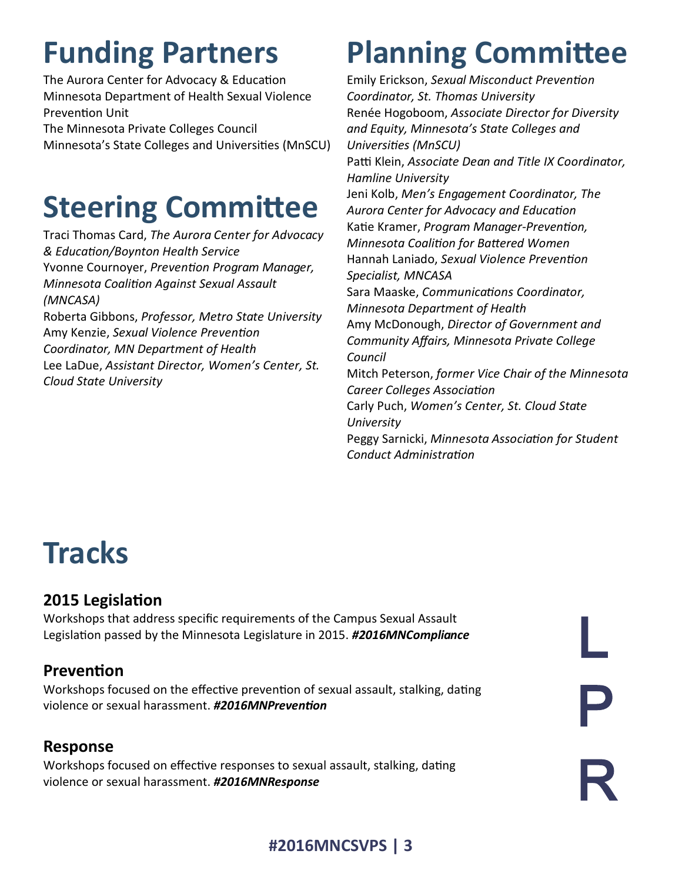# Funding Partners

The Aurora Center for Advocacy & Education
Minnesota Department of Health Sexual Violence Prevention Unit
The Minnesota Private Colleges Council
Minnesota's State Colleges and Universities (MnSCU)

# Steering Committee

Traci Thomas Card, *The Aurora Center for Advocacy & Education/Boynton Health Service*
Yvonne Cournoyer, *Prevention Program Manager, Minnesota Coalition Against Sexual Assault (MNCASA)*
Roberta Gibbons, *Professor, Metro State University*
Amy Kenzie, *Sexual Violence Prevention Coordinator, MN Department of Health*
Lee LaDue, *Assistant Director, Women's Center, St. Cloud State University*

# Planning Committee

Emily Erickson, *Sexual Misconduct Prevention Coordinator, St. Thomas University*
Renée Hogoboom, *Associate Director for Diversity and Equity, Minnesota's State Colleges and Universities (MnSCU)*
Patti Klein, *Associate Dean and Title IX Coordinator, Hamline University*
Jeni Kolb, *Men's Engagement Coordinator, The Aurora Center for Advocacy and Education*
Katie Kramer, *Program Manager-Prevention, Minnesota Coalition for Battered Women*
Hannah Laniado, *Sexual Violence Prevention Specialist, MNCASA*
Sara Maaske, *Communications Coordinator, Minnesota Department of Health*
Amy McDonough, *Director of Government and Community Affairs, Minnesota Private College Council*
Mitch Peterson, *former Vice Chair of the Minnesota Career Colleges Association*
Carly Puch, *Women's Center, St. Cloud State University*
Peggy Sarnicki, *Minnesota Association for Student Conduct Administration*

# Tracks

### 2015 Legislation

Workshops that address specific requirements of the Campus Sexual Assault Legislation passed by the Minnesota Legislature in 2015. ***#2016MNCompliance***

L

### Prevention

Workshops focused on the effective prevention of sexual assault, stalking, dating violence or sexual harassment. ***#2016MNPrevention***

P

### Response

Workshops focused on effective responses to sexual assault, stalking, dating violence or sexual harassment. ***#2016MNResponse***

R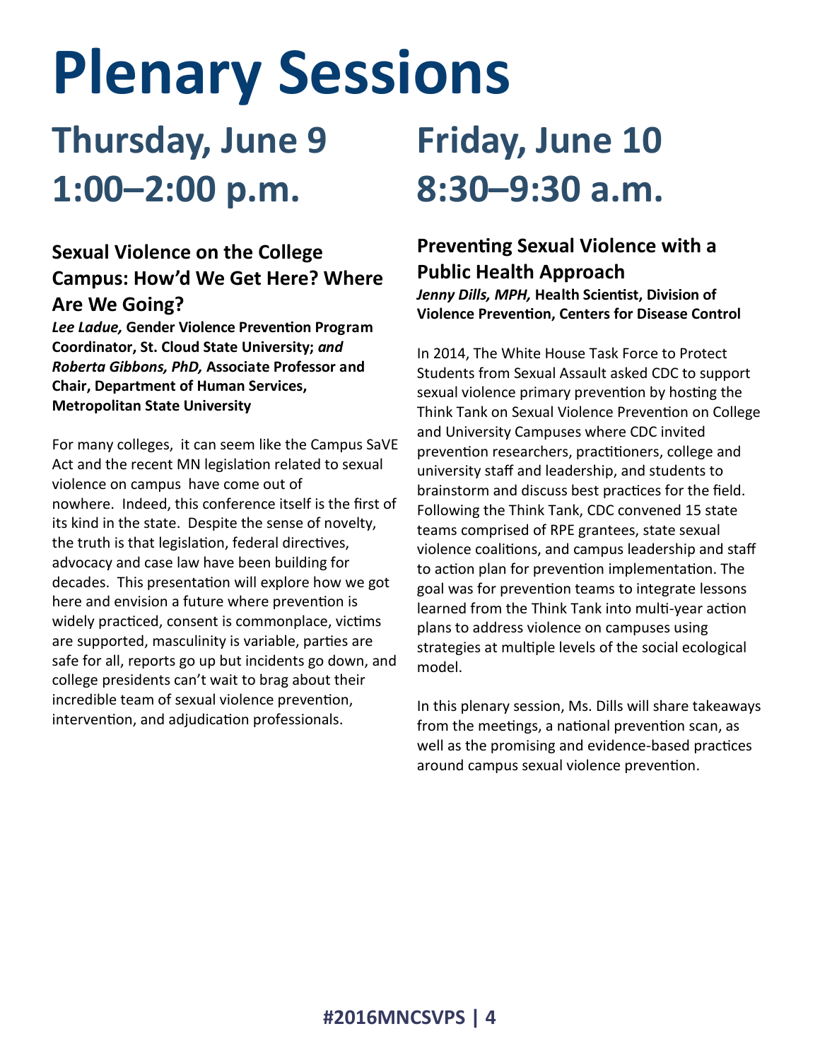# Plenary Sessions

## Thursday, June 9 1:00–2:00 p.m.

### Sexual Violence on the College Campus: How'd We Get Here? Where Are We Going?

***Lee Ladue,* Gender Violence Prevention Program Coordinator, St. Cloud State University; *and Roberta Gibbons, PhD,* Associate Professor and Chair, Department of Human Services, Metropolitan State University**

For many colleges, it can seem like the Campus SaVE Act and the recent MN legislation related to sexual violence on campus have come out of nowhere. Indeed, this conference itself is the first of its kind in the state. Despite the sense of novelty, the truth is that legislation, federal directives, advocacy and case law have been building for decades. This presentation will explore how we got here and envision a future where prevention is widely practiced, consent is commonplace, victims are supported, masculinity is variable, parties are safe for all, reports go up but incidents go down, and college presidents can't wait to brag about their incredible team of sexual violence prevention, intervention, and adjudication professionals.

## Friday, June 10 8:30–9:30 a.m.

### Preventing Sexual Violence with a Public Health Approach

***Jenny Dills, MPH,* Health Scientist, Division of Violence Prevention, Centers for Disease Control**

In 2014, The White House Task Force to Protect Students from Sexual Assault asked CDC to support sexual violence primary prevention by hosting the Think Tank on Sexual Violence Prevention on College and University Campuses where CDC invited prevention researchers, practitioners, college and university staff and leadership, and students to brainstorm and discuss best practices for the field. Following the Think Tank, CDC convened 15 state teams comprised of RPE grantees, state sexual violence coalitions, and campus leadership and staff to action plan for prevention implementation. The goal was for prevention teams to integrate lessons learned from the Think Tank into multi-year action plans to address violence on campuses using strategies at multiple levels of the social ecological model.

In this plenary session, Ms. Dills will share takeaways from the meetings, a national prevention scan, as well as the promising and evidence-based practices around campus sexual violence prevention.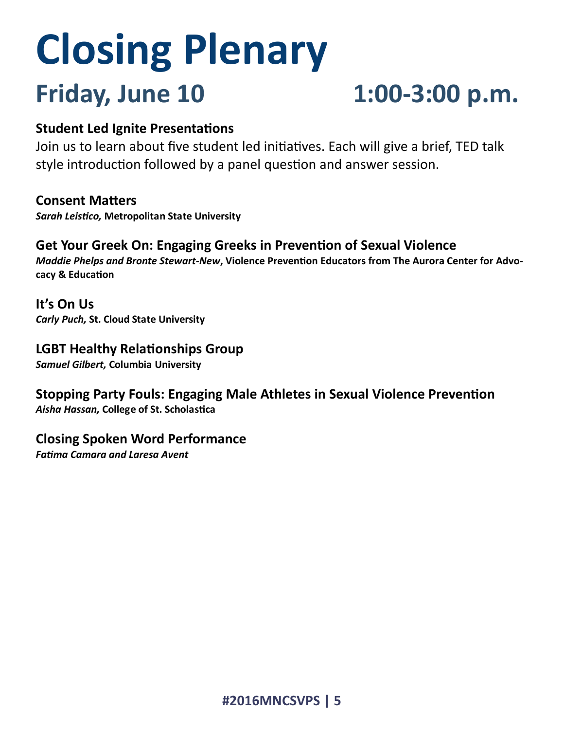# Closing Plenary

## Friday, June 10 — 1:00-3:00 p.m.

**Student Led Ignite Presentations**

Join us to learn about five student led initiatives. Each will give a brief, TED talk style introduction followed by a panel question and answer session.

**Consent Matters**
***Sarah Leistico,* Metropolitan State University**

**Get Your Greek On: Engaging Greeks in Prevention of Sexual Violence**
***Maddie Phelps and Bronte Stewart-New*, Violence Prevention Educators from The Aurora Center for Advocacy & Education**

**It's On Us**
***Carly Puch,* St. Cloud State University**

**LGBT Healthy Relationships Group**
***Samuel Gilbert,* Columbia University**

**Stopping Party Fouls: Engaging Male Athletes in Sexual Violence Prevention**
***Aisha Hassan,* College of St. Scholastica**

**Closing Spoken Word Performance**
***Fatima Camara and Laresa Avent***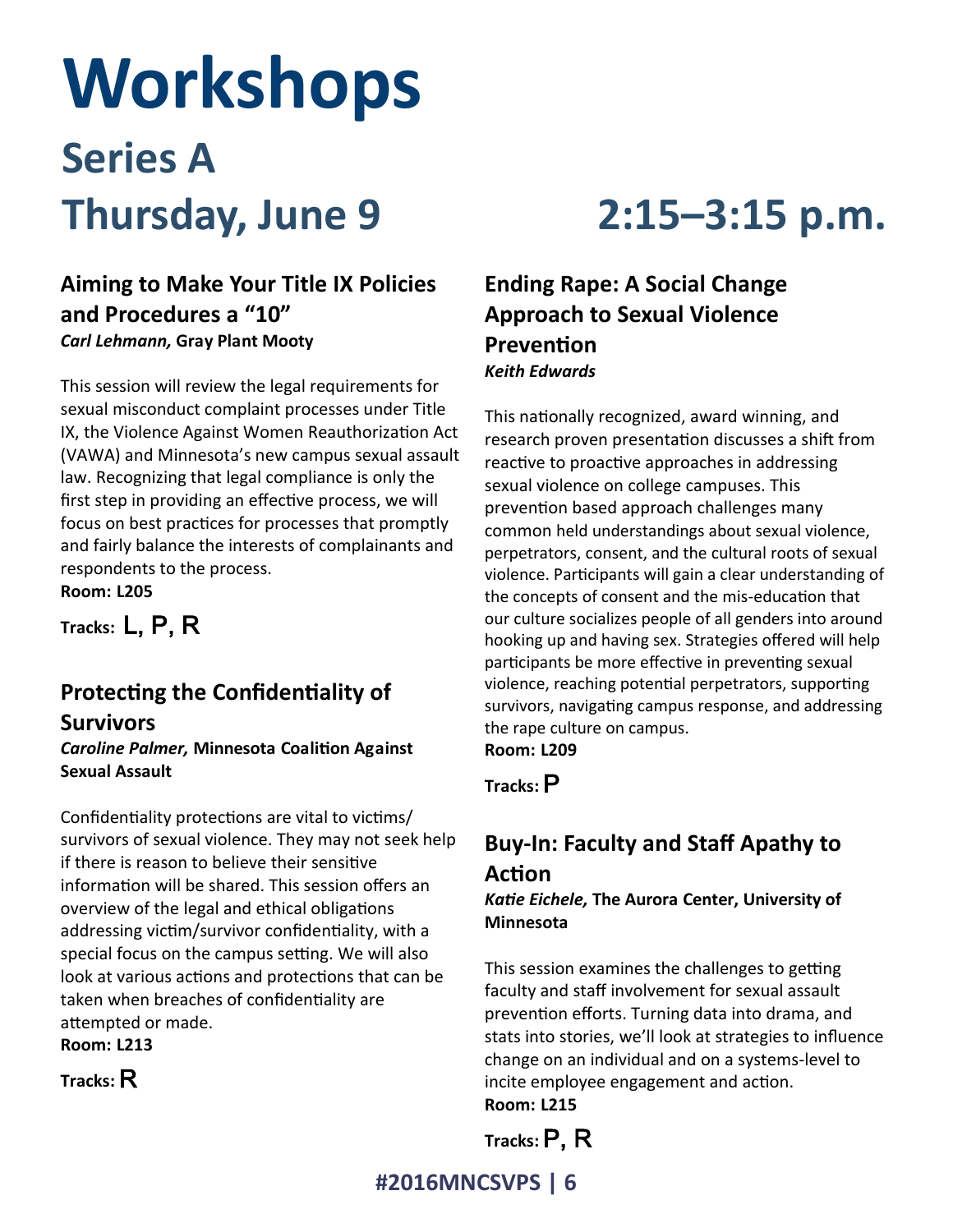# Workshops

## Series A

## Thursday, June 9 2:15–3:15 p.m.

### Aiming to Make Your Title IX Policies and Procedures a "10"

***Carl Lehmann,* Gray Plant Mooty**

This session will review the legal requirements for sexual misconduct complaint processes under Title IX, the Violence Against Women Reauthorization Act (VAWA) and Minnesota's new campus sexual assault law. Recognizing that legal compliance is only the first step in providing an effective process, we will focus on best practices for processes that promptly and fairly balance the interests of complainants and respondents to the process.

**Room: L205**

**Tracks:** L, P, R

### Protecting the Confidentiality of Survivors

***Caroline Palmer,* Minnesota Coalition Against Sexual Assault**

Confidentiality protections are vital to victims/survivors of sexual violence. They may not seek help if there is reason to believe their sensitive information will be shared. This session offers an overview of the legal and ethical obligations addressing victim/survivor confidentiality, with a special focus on the campus setting. We will also look at various actions and protections that can be taken when breaches of confidentiality are attempted or made.

**Room: L213**

**Tracks:** R

### Ending Rape: A Social Change Approach to Sexual Violence Prevention

***Keith Edwards***

This nationally recognized, award winning, and research proven presentation discusses a shift from reactive to proactive approaches in addressing sexual violence on college campuses. This prevention based approach challenges many common held understandings about sexual violence, perpetrators, consent, and the cultural roots of sexual violence. Participants will gain a clear understanding of the concepts of consent and the mis-education that our culture socializes people of all genders into around hooking up and having sex. Strategies offered will help participants be more effective in preventing sexual violence, reaching potential perpetrators, supporting survivors, navigating campus response, and addressing the rape culture on campus.

**Room: L209**

**Tracks:** P

### Buy-In: Faculty and Staff Apathy to Action

***Katie Eichele,* The Aurora Center, University of Minnesota**

This session examines the challenges to getting faculty and staff involvement for sexual assault prevention efforts. Turning data into drama, and stats into stories, we'll look at strategies to influence change on an individual and on a systems-level to incite employee engagement and action.

**Room: L215**

**Tracks:** P, R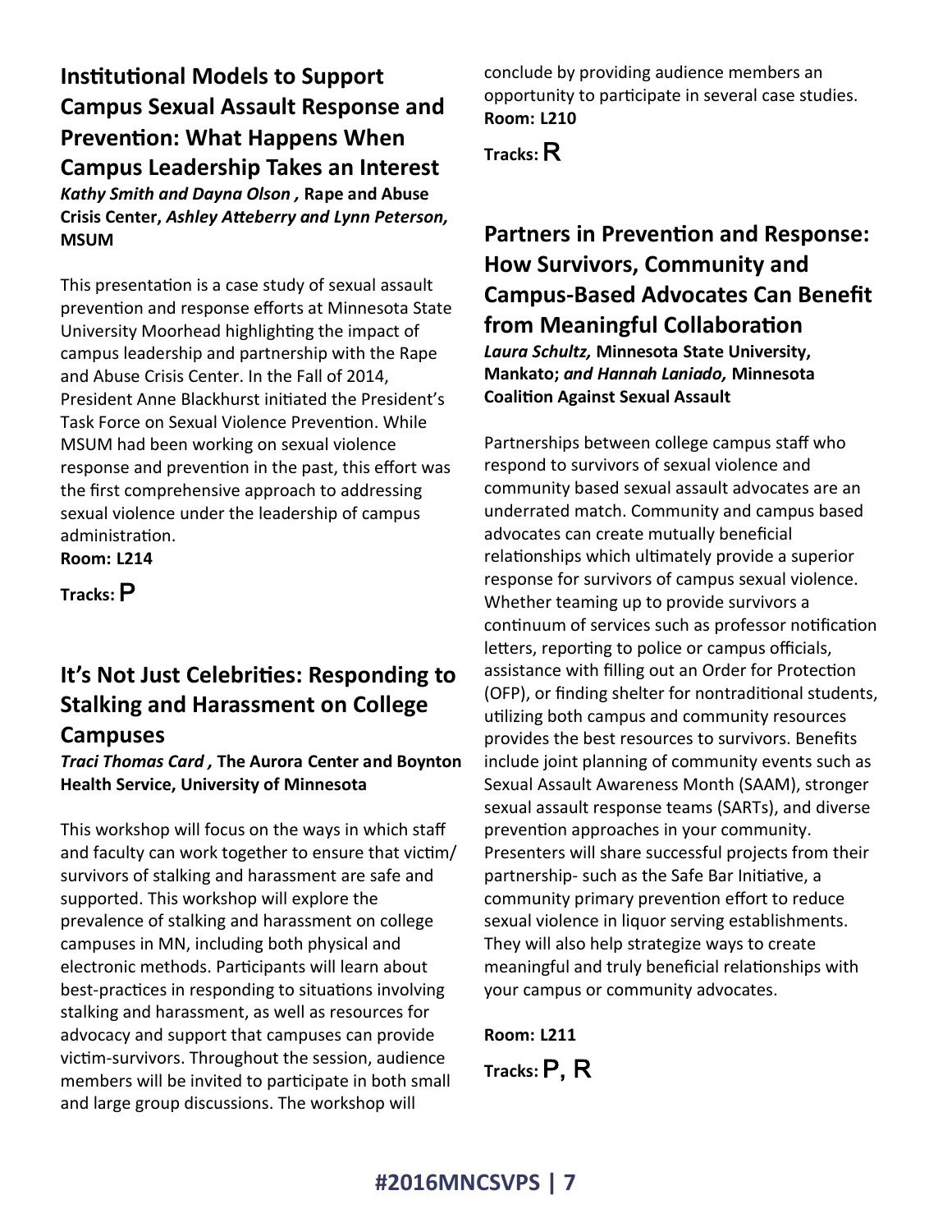## Institutional Models to Support Campus Sexual Assault Response and Prevention: What Happens When Campus Leadership Takes an Interest

***Kathy Smith and Dayna Olson ,*** **Rape and Abuse Crisis Center,** ***Ashley Atteberry and Lynn Peterson,*** **MSUM**

This presentation is a case study of sexual assault prevention and response efforts at Minnesota State University Moorhead highlighting the impact of campus leadership and partnership with the Rape and Abuse Crisis Center. In the Fall of 2014, President Anne Blackhurst initiated the President's Task Force on Sexual Violence Prevention. While MSUM had been working on sexual violence response and prevention in the past, this effort was the first comprehensive approach to addressing sexual violence under the leadership of campus administration.

**Room: L214**

**Tracks:** P

## It's Not Just Celebrities: Responding to Stalking and Harassment on College Campuses

***Traci Thomas Card ,*** **The Aurora Center and Boynton Health Service, University of Minnesota**

This workshop will focus on the ways in which staff and faculty can work together to ensure that victim/survivors of stalking and harassment are safe and supported. This workshop will explore the prevalence of stalking and harassment on college campuses in MN, including both physical and electronic methods. Participants will learn about best-practices in responding to situations involving stalking and harassment, as well as resources for advocacy and support that campuses can provide victim-survivors. Throughout the session, audience members will be invited to participate in both small and large group discussions. The workshop will conclude by providing audience members an opportunity to participate in several case studies.

**Room: L210**

**Tracks:** R

## Partners in Prevention and Response: How Survivors, Community and Campus-Based Advocates Can Benefit from Meaningful Collaboration

***Laura Schultz,*** **Minnesota State University, Mankato;** ***and Hannah Laniado,*** **Minnesota Coalition Against Sexual Assault**

Partnerships between college campus staff who respond to survivors of sexual violence and community based sexual assault advocates are an underrated match. Community and campus based advocates can create mutually beneficial relationships which ultimately provide a superior response for survivors of campus sexual violence. Whether teaming up to provide survivors a continuum of services such as professor notification letters, reporting to police or campus officials, assistance with filling out an Order for Protection (OFP), or finding shelter for nontraditional students, utilizing both campus and community resources provides the best resources to survivors. Benefits include joint planning of community events such as Sexual Assault Awareness Month (SAAM), stronger sexual assault response teams (SARTs), and diverse prevention approaches in your community. Presenters will share successful projects from their partnership- such as the Safe Bar Initiative, a community primary prevention effort to reduce sexual violence in liquor serving establishments. They will also help strategize ways to create meaningful and truly beneficial relationships with your campus or community advocates.

**Room: L211**

**Tracks:** P, R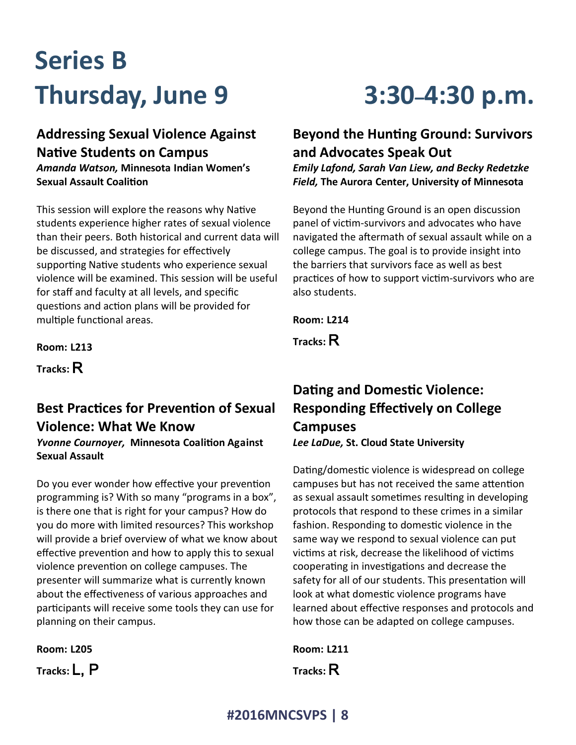# Series B
# Thursday, June 9 3:30–4:30 p.m.

## Addressing Sexual Violence Against Native Students on Campus

***Amanda Watson,*** **Minnesota Indian Women's Sexual Assault Coalition**

This session will explore the reasons why Native students experience higher rates of sexual violence than their peers. Both historical and current data will be discussed, and strategies for effectively supporting Native students who experience sexual violence will be examined. This session will be useful for staff and faculty at all levels, and specific questions and action plans will be provided for multiple functional areas.

**Room: L213**

**Tracks:** R

## Best Practices for Prevention of Sexual Violence: What We Know

***Yvonne Cournoyer,*** **Minnesota Coalition Against Sexual Assault**

Do you ever wonder how effective your prevention programming is? With so many "programs in a box", is there one that is right for your campus? How do you do more with limited resources? This workshop will provide a brief overview of what we know about effective prevention and how to apply this to sexual violence prevention on college campuses. The presenter will summarize what is currently known about the effectiveness of various approaches and participants will receive some tools they can use for planning on their campus.

**Room: L205**

**Tracks:** L, P

## Beyond the Hunting Ground: Survivors and Advocates Speak Out

***Emily Lafond, Sarah Van Liew, and Becky Redetzke Field,*** **The Aurora Center, University of Minnesota**

Beyond the Hunting Ground is an open discussion panel of victim-survivors and advocates who have navigated the aftermath of sexual assault while on a college campus. The goal is to provide insight into the barriers that survivors face as well as best practices of how to support victim-survivors who are also students.

**Room: L214**

**Tracks:** R

## Dating and Domestic Violence: Responding Effectively on College Campuses

***Lee LaDue,*** **St. Cloud State University**

Dating/domestic violence is widespread on college campuses but has not received the same attention as sexual assault sometimes resulting in developing protocols that respond to these crimes in a similar fashion. Responding to domestic violence in the same way we respond to sexual violence can put victims at risk, decrease the likelihood of victims cooperating in investigations and decrease the safety for all of our students. This presentation will look at what domestic violence programs have learned about effective responses and protocols and how those can be adapted on college campuses.

**Room: L211**

**Tracks:** R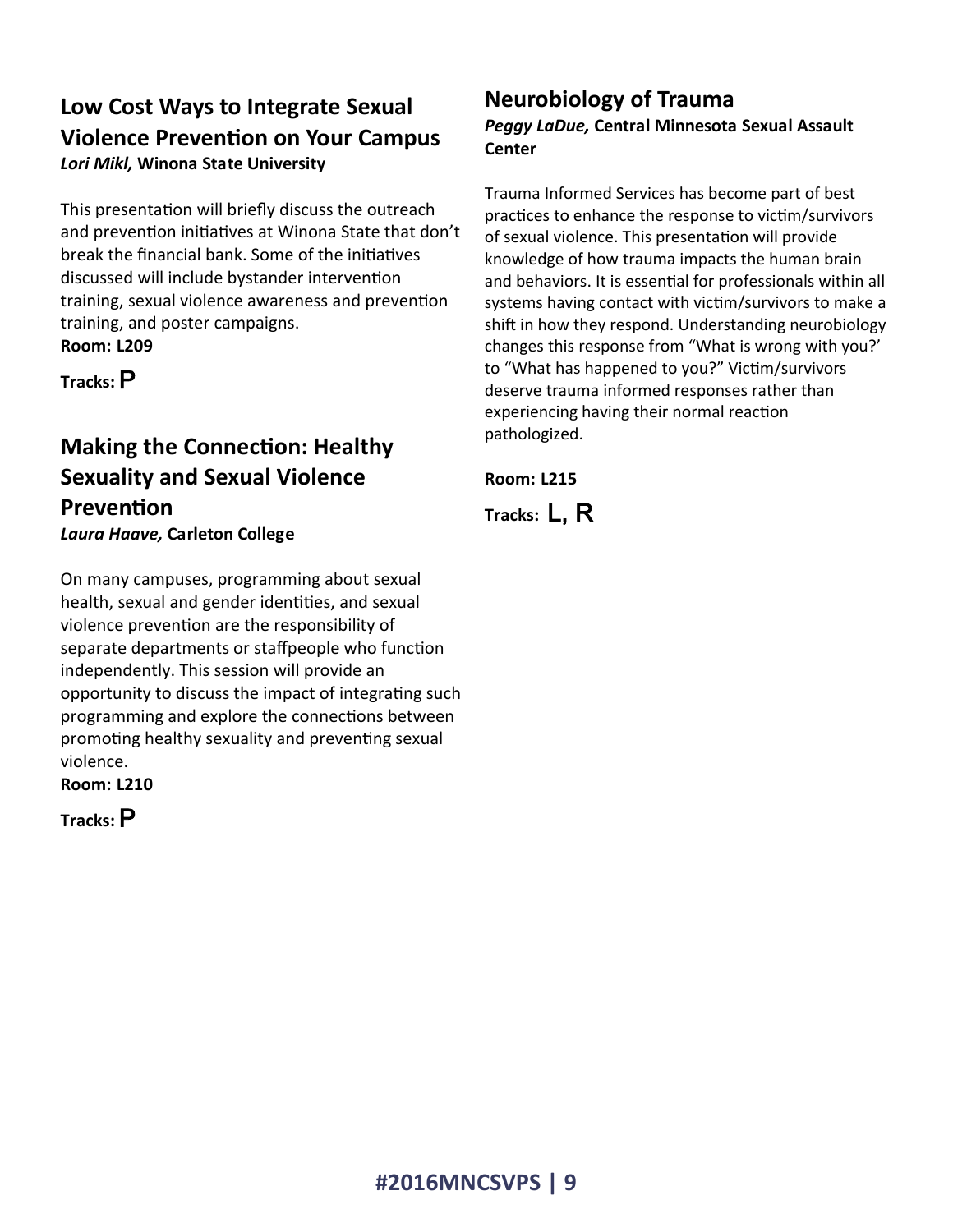## Low Cost Ways to Integrate Sexual Violence Prevention on Your Campus

***Lori Mikl,*** **Winona State University**

This presentation will briefly discuss the outreach and prevention initiatives at Winona State that don't break the financial bank. Some of the initiatives discussed will include bystander intervention training, sexual violence awareness and prevention training, and poster campaigns.

**Room: L209**

**Tracks:** P

## Making the Connection: Healthy Sexuality and Sexual Violence Prevention

***Laura Haave,*** **Carleton College**

On many campuses, programming about sexual health, sexual and gender identities, and sexual violence prevention are the responsibility of separate departments or staffpeople who function independently. This session will provide an opportunity to discuss the impact of integrating such programming and explore the connections between promoting healthy sexuality and preventing sexual violence.

**Room: L210**

**Tracks:** P

## Neurobiology of Trauma

***Peggy LaDue,*** **Central Minnesota Sexual Assault Center**

Trauma Informed Services has become part of best practices to enhance the response to victim/survivors of sexual violence. This presentation will provide knowledge of how trauma impacts the human brain and behaviors. It is essential for professionals within all systems having contact with victim/survivors to make a shift in how they respond. Understanding neurobiology changes this response from "What is wrong with you?' to "What has happened to you?" Victim/survivors deserve trauma informed responses rather than experiencing having their normal reaction pathologized.

**Room: L215**

**Tracks:** L, R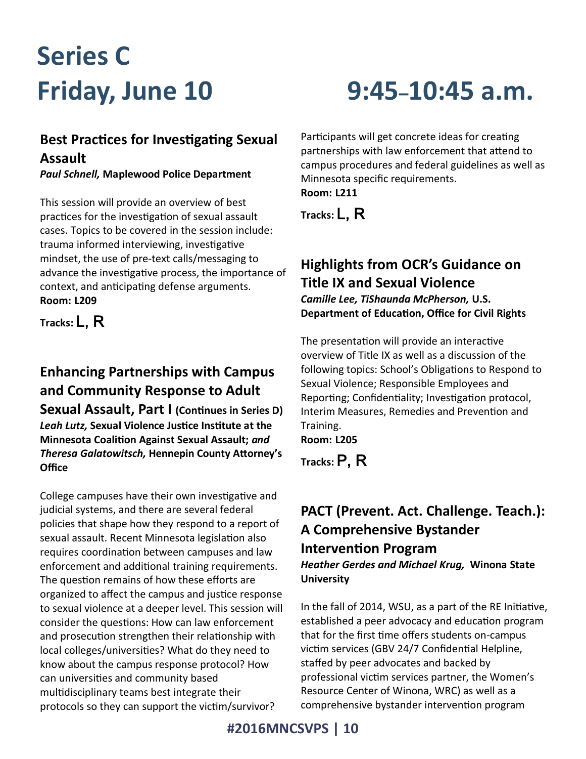# Series C
# Friday, June 10 9:45–10:45 a.m.

### Best Practices for Investigating Sexual Assault

***Paul Schnell,*** **Maplewood Police Department**

This session will provide an overview of best practices for the investigation of sexual assault cases. Topics to be covered in the session include: trauma informed interviewing, investigative mindset, the use of pre-text calls/messaging to advance the investigative process, the importance of context, and anticipating defense arguments.

**Room: L209**

**Tracks:** L, R

### Enhancing Partnerships with Campus and Community Response to Adult Sexual Assault, Part I (Continues in Series D)

***Leah Lutz,*** **Sexual Violence Justice Institute at the Minnesota Coalition Against Sexual Assault;** ***and Theresa Galatowitsch,*** **Hennepin County Attorney's Office**

College campuses have their own investigative and judicial systems, and there are several federal policies that shape how they respond to a report of sexual assault. Recent Minnesota legislation also requires coordination between campuses and law enforcement and additional training requirements. The question remains of how these efforts are organized to affect the campus and justice response to sexual violence at a deeper level. This session will consider the questions: How can law enforcement and prosecution strengthen their relationship with local colleges/universities? What do they need to know about the campus response protocol? How can universities and community based multidisciplinary teams best integrate their protocols so they can support the victim/survivor? Participants will get concrete ideas for creating partnerships with law enforcement that attend to campus procedures and federal guidelines as well as Minnesota specific requirements.

**Room: L211**

**Tracks:** L, R

### Highlights from OCR's Guidance on Title IX and Sexual Violence

***Camille Lee, TiShaunda McPherson,*** **U.S. Department of Education, Office for Civil Rights**

The presentation will provide an interactive overview of Title IX as well as a discussion of the following topics: School's Obligations to Respond to Sexual Violence; Responsible Employees and Reporting; Confidentiality; Investigation protocol, Interim Measures, Remedies and Prevention and Training.

**Room: L205**

**Tracks:** P, R

### PACT (Prevent. Act. Challenge. Teach.): A Comprehensive Bystander Intervention Program

***Heather Gerdes and Michael Krug,*** **Winona State University**

In the fall of 2014, WSU, as a part of the RE Initiative, established a peer advocacy and education program that for the first time offers students on-campus victim services (GBV 24/7 Confidential Helpline, staffed by peer advocates and backed by professional victim services partner, the Women's Resource Center of Winona, WRC) as well as a comprehensive bystander intervention program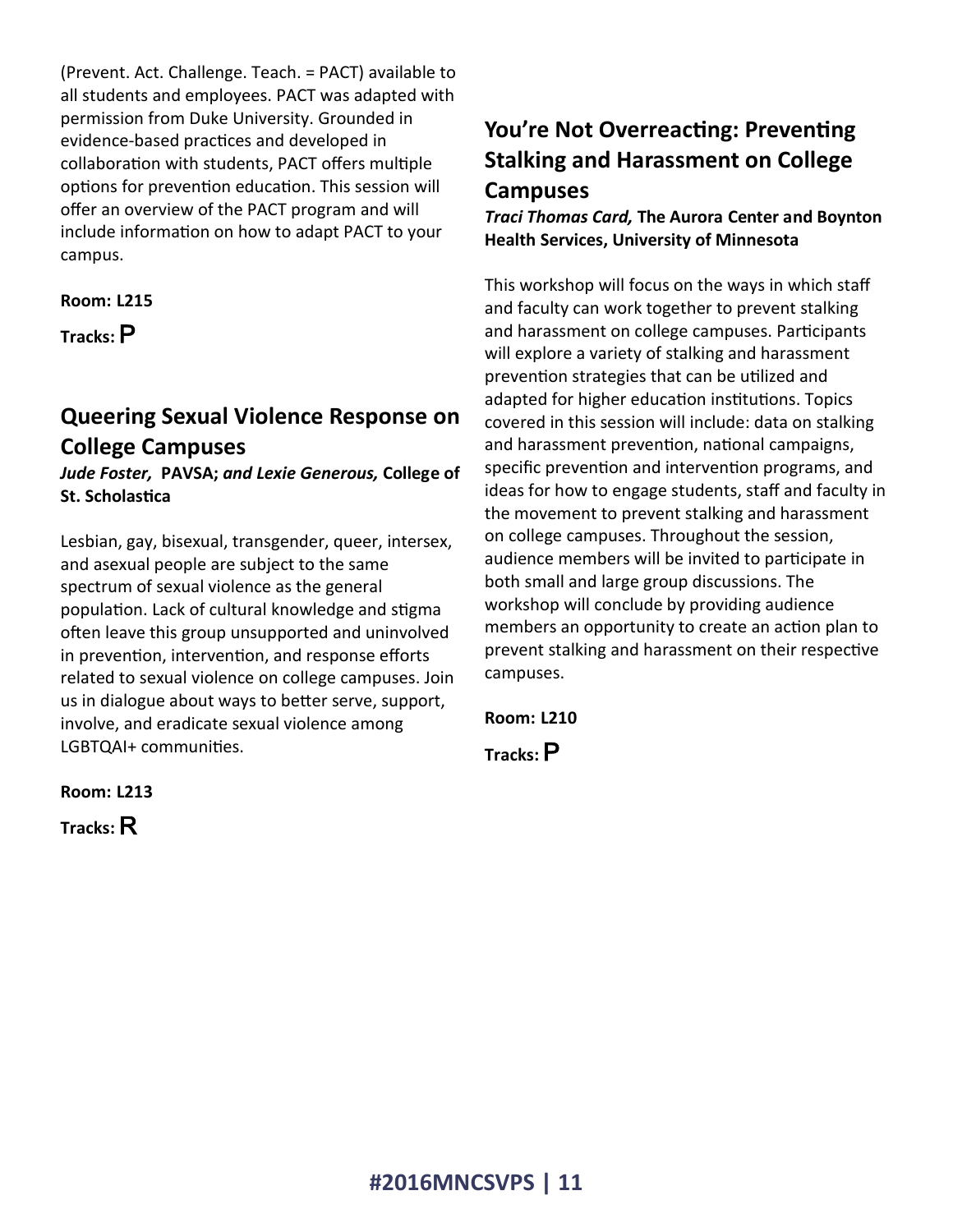(Prevent. Act. Challenge. Teach. = PACT) available to all students and employees. PACT was adapted with permission from Duke University. Grounded in evidence-based practices and developed in collaboration with students, PACT offers multiple options for prevention education. This session will offer an overview of the PACT program and will include information on how to adapt PACT to your campus.

**Room: L215**

**Tracks:** P

## Queering Sexual Violence Response on College Campuses

***Jude Foster,* PAVSA; *and Lexie Generous,* College of St. Scholastica**

Lesbian, gay, bisexual, transgender, queer, intersex, and asexual people are subject to the same spectrum of sexual violence as the general population. Lack of cultural knowledge and stigma often leave this group unsupported and uninvolved in prevention, intervention, and response efforts related to sexual violence on college campuses. Join us in dialogue about ways to better serve, support, involve, and eradicate sexual violence among LGBTQAI+ communities.

**Room: L213**

**Tracks:** R

## You're Not Overreacting: Preventing Stalking and Harassment on College Campuses

***Traci Thomas Card,* The Aurora Center and Boynton Health Services, University of Minnesota**

This workshop will focus on the ways in which staff and faculty can work together to prevent stalking and harassment on college campuses. Participants will explore a variety of stalking and harassment prevention strategies that can be utilized and adapted for higher education institutions. Topics covered in this session will include: data on stalking and harassment prevention, national campaigns, specific prevention and intervention programs, and ideas for how to engage students, staff and faculty in the movement to prevent stalking and harassment on college campuses. Throughout the session, audience members will be invited to participate in both small and large group discussions. The workshop will conclude by providing audience members an opportunity to create an action plan to prevent stalking and harassment on their respective campuses.

**Room: L210**

**Tracks:** P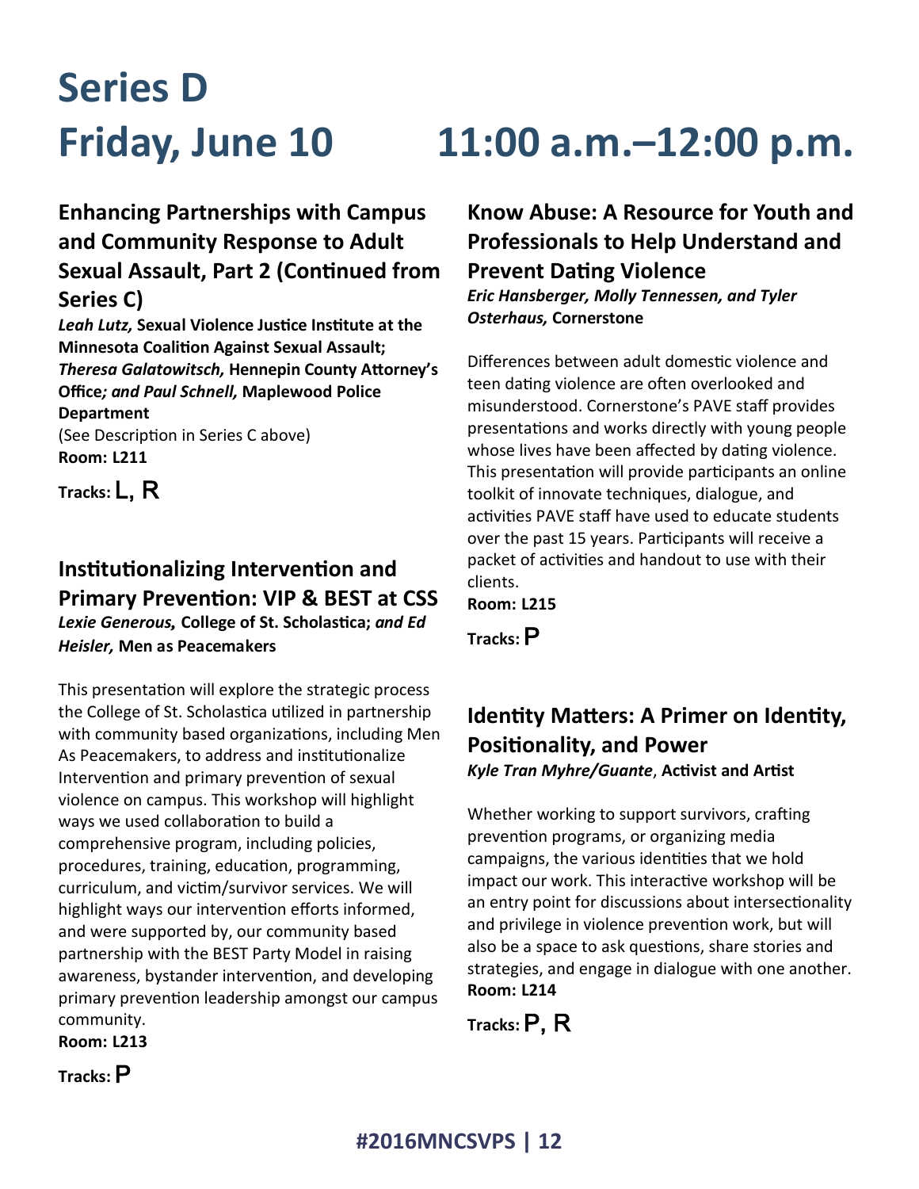# Series D

# Friday, June 10 11:00 a.m.–12:00 p.m.

### Enhancing Partnerships with Campus and Community Response to Adult Sexual Assault, Part 2 (Continued from Series C)

***Leah Lutz,*** **Sexual Violence Justice Institute at the Minnesota Coalition Against Sexual Assault;** ***Theresa Galatowitsch,*** **Hennepin County Attorney's Office*; and Paul Schnell,* Maplewood Police Department**

(See Description in Series C above)

**Room: L211**

**Tracks:** L, R

### Institutionalizing Intervention and Primary Prevention: VIP & BEST at CSS

***Lexie Generous,*** **College of St. Scholastica;** ***and Ed Heisler,*** **Men as Peacemakers**

This presentation will explore the strategic process the College of St. Scholastica utilized in partnership with community based organizations, including Men As Peacemakers, to address and institutionalize Intervention and primary prevention of sexual violence on campus. This workshop will highlight ways we used collaboration to build a comprehensive program, including policies, procedures, training, education, programming, curriculum, and victim/survivor services. We will highlight ways our intervention efforts informed, and were supported by, our community based partnership with the BEST Party Model in raising awareness, bystander intervention, and developing primary prevention leadership amongst our campus community.

**Room: L213**

**Tracks:** P

### Know Abuse: A Resource for Youth and Professionals to Help Understand and Prevent Dating Violence

***Eric Hansberger, Molly Tennessen, and Tyler Osterhaus,*** **Cornerstone**

Differences between adult domestic violence and teen dating violence are often overlooked and misunderstood. Cornerstone's PAVE staff provides presentations and works directly with young people whose lives have been affected by dating violence. This presentation will provide participants an online toolkit of innovate techniques, dialogue, and activities PAVE staff have used to educate students over the past 15 years. Participants will receive a packet of activities and handout to use with their clients.

**Room: L215**

**Tracks:** P

### Identity Matters: A Primer on Identity, Positionality, and Power

***Kyle Tran Myhre/Guante*****, Activist and Artist**

Whether working to support survivors, crafting prevention programs, or organizing media campaigns, the various identities that we hold impact our work. This interactive workshop will be an entry point for discussions about intersectionality and privilege in violence prevention work, but will also be a space to ask questions, share stories and strategies, and engage in dialogue with one another.

**Room: L214**

**Tracks:** P, R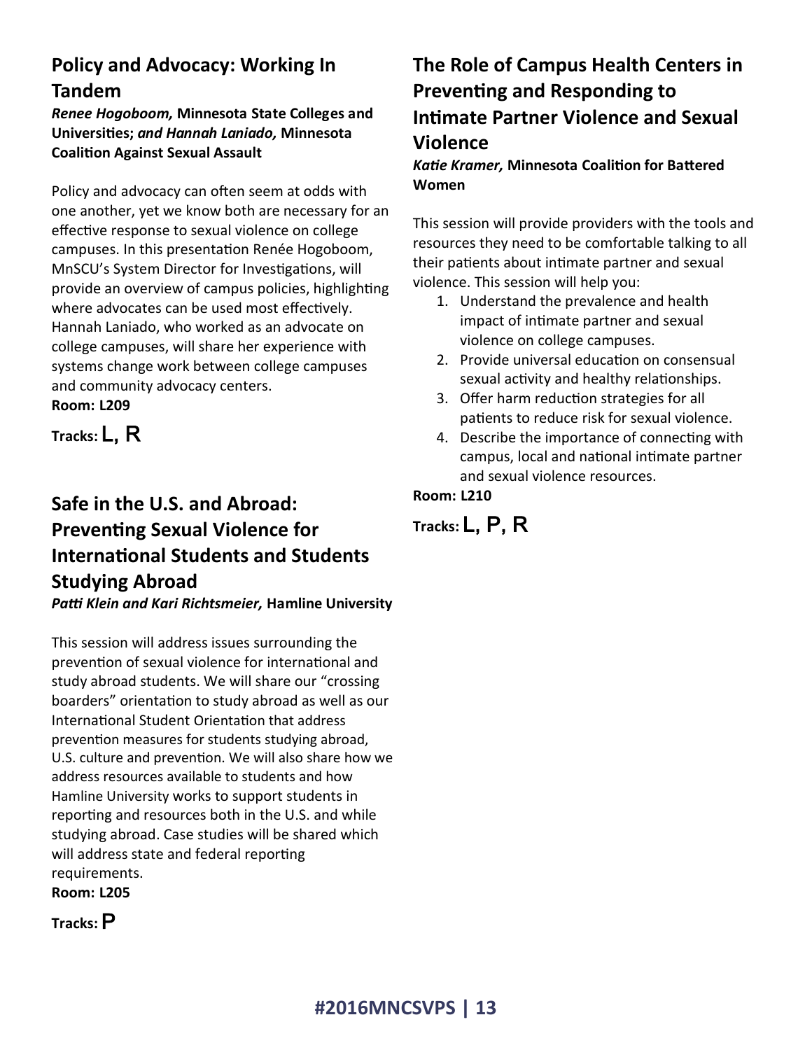## Policy and Advocacy: Working In Tandem

***Renee Hogoboom,*** **Minnesota State Colleges and Universities;** ***and Hannah Laniado,*** **Minnesota Coalition Against Sexual Assault**

Policy and advocacy can often seem at odds with one another, yet we know both are necessary for an effective response to sexual violence on college campuses. In this presentation Renée Hogoboom, MnSCU's System Director for Investigations, will provide an overview of campus policies, highlighting where advocates can be used most effectively. Hannah Laniado, who worked as an advocate on college campuses, will share her experience with systems change work between college campuses and community advocacy centers.

**Room: L209**

**Tracks: L, R**

## Safe in the U.S. and Abroad: Preventing Sexual Violence for International Students and Students Studying Abroad

***Patti Klein and Kari Richtsmeier,*** **Hamline University**

This session will address issues surrounding the prevention of sexual violence for international and study abroad students. We will share our "crossing boarders" orientation to study abroad as well as our International Student Orientation that address prevention measures for students studying abroad, U.S. culture and prevention. We will also share how we address resources available to students and how Hamline University works to support students in reporting and resources both in the U.S. and while studying abroad. Case studies will be shared which will address state and federal reporting requirements.

**Room: L205**

**Tracks: P**

## The Role of Campus Health Centers in Preventing and Responding to Intimate Partner Violence and Sexual Violence

***Katie Kramer,*** **Minnesota Coalition for Battered Women**

This session will provide providers with the tools and resources they need to be comfortable talking to all their patients about intimate partner and sexual violence. This session will help you:

1. Understand the prevalence and health impact of intimate partner and sexual violence on college campuses.
2. Provide universal education on consensual sexual activity and healthy relationships.
3. Offer harm reduction strategies for all patients to reduce risk for sexual violence.
4. Describe the importance of connecting with campus, local and national intimate partner and sexual violence resources.

**Room: L210**

**Tracks: L, P, R**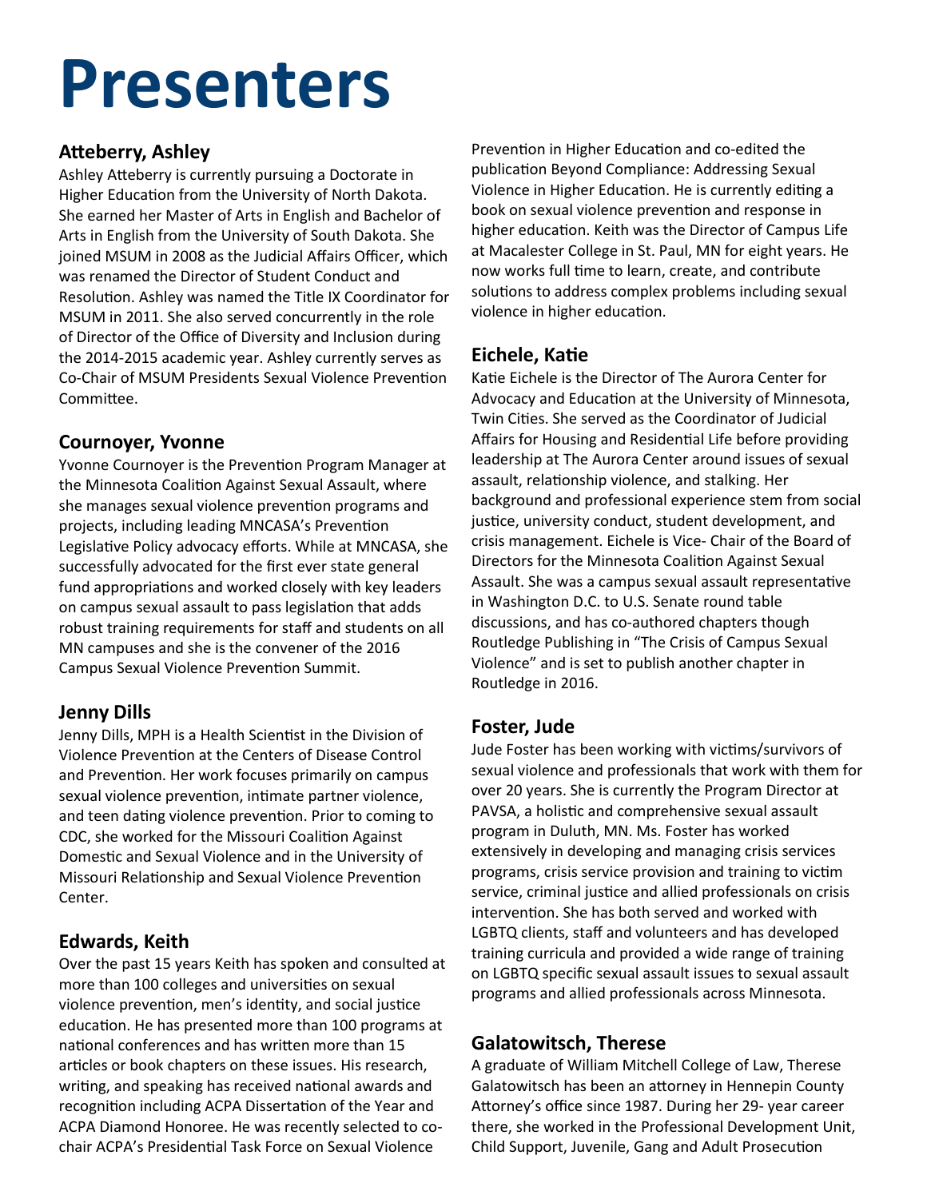# Presenters

### Atteberry, Ashley

Ashley Atteberry is currently pursuing a Doctorate in Higher Education from the University of North Dakota. She earned her Master of Arts in English and Bachelor of Arts in English from the University of South Dakota. She joined MSUM in 2008 as the Judicial Affairs Officer, which was renamed the Director of Student Conduct and Resolution. Ashley was named the Title IX Coordinator for MSUM in 2011. She also served concurrently in the role of Director of the Office of Diversity and Inclusion during the 2014-2015 academic year. Ashley currently serves as Co-Chair of MSUM Presidents Sexual Violence Prevention Committee.

### Cournoyer, Yvonne

Yvonne Cournoyer is the Prevention Program Manager at the Minnesota Coalition Against Sexual Assault, where she manages sexual violence prevention programs and projects, including leading MNCASA's Prevention Legislative Policy advocacy efforts. While at MNCASA, she successfully advocated for the first ever state general fund appropriations and worked closely with key leaders on campus sexual assault to pass legislation that adds robust training requirements for staff and students on all MN campuses and she is the convener of the 2016 Campus Sexual Violence Prevention Summit.

### Jenny Dills

Jenny Dills, MPH is a Health Scientist in the Division of Violence Prevention at the Centers of Disease Control and Prevention. Her work focuses primarily on campus sexual violence prevention, intimate partner violence, and teen dating violence prevention. Prior to coming to CDC, she worked for the Missouri Coalition Against Domestic and Sexual Violence and in the University of Missouri Relationship and Sexual Violence Prevention Center.

### Edwards, Keith

Over the past 15 years Keith has spoken and consulted at more than 100 colleges and universities on sexual violence prevention, men's identity, and social justice education. He has presented more than 100 programs at national conferences and has written more than 15 articles or book chapters on these issues. His research, writing, and speaking has received national awards and recognition including ACPA Dissertation of the Year and ACPA Diamond Honoree. He was recently selected to co-chair ACPA's Presidential Task Force on Sexual Violence Prevention in Higher Education and co-edited the publication Beyond Compliance: Addressing Sexual Violence in Higher Education. He is currently editing a book on sexual violence prevention and response in higher education. Keith was the Director of Campus Life at Macalester College in St. Paul, MN for eight years. He now works full time to learn, create, and contribute solutions to address complex problems including sexual violence in higher education.

### Eichele, Katie

Katie Eichele is the Director of The Aurora Center for Advocacy and Education at the University of Minnesota, Twin Cities. She served as the Coordinator of Judicial Affairs for Housing and Residential Life before providing leadership at The Aurora Center around issues of sexual assault, relationship violence, and stalking. Her background and professional experience stem from social justice, university conduct, student development, and crisis management. Eichele is Vice- Chair of the Board of Directors for the Minnesota Coalition Against Sexual Assault. She was a campus sexual assault representative in Washington D.C. to U.S. Senate round table discussions, and has co-authored chapters though Routledge Publishing in "The Crisis of Campus Sexual Violence" and is set to publish another chapter in Routledge in 2016.

### Foster, Jude

Jude Foster has been working with victims/survivors of sexual violence and professionals that work with them for over 20 years. She is currently the Program Director at PAVSA, a holistic and comprehensive sexual assault program in Duluth, MN. Ms. Foster has worked extensively in developing and managing crisis services programs, crisis service provision and training to victim service, criminal justice and allied professionals on crisis intervention. She has both served and worked with LGBTQ clients, staff and volunteers and has developed training curricula and provided a wide range of training on LGBTQ specific sexual assault issues to sexual assault programs and allied professionals across Minnesota.

### Galatowitsch, Therese

A graduate of William Mitchell College of Law, Therese Galatowitsch has been an attorney in Hennepin County Attorney's office since 1987. During her 29- year career there, she worked in the Professional Development Unit, Child Support, Juvenile, Gang and Adult Prosecution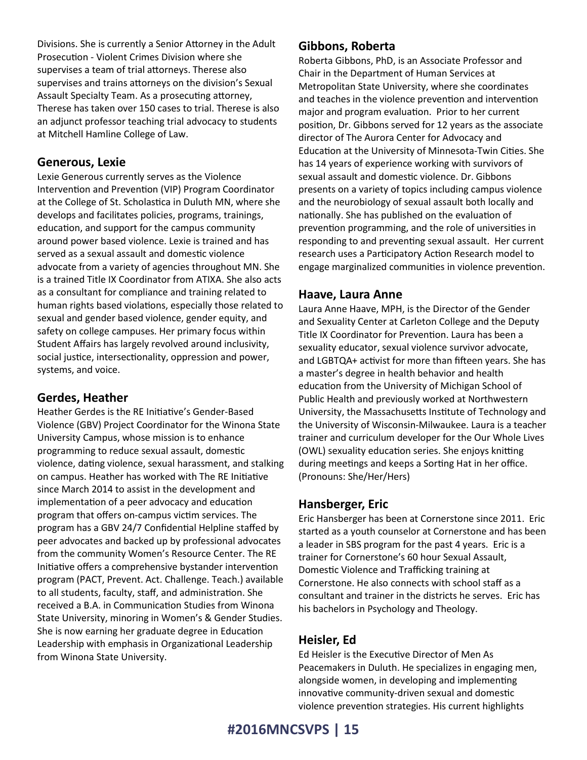Divisions. She is currently a Senior Attorney in the Adult Prosecution - Violent Crimes Division where she supervises a team of trial attorneys. Therese also supervises and trains attorneys on the division's Sexual Assault Specialty Team. As a prosecuting attorney, Therese has taken over 150 cases to trial. Therese is also an adjunct professor teaching trial advocacy to students at Mitchell Hamline College of Law.

## Generous, Lexie

Lexie Generous currently serves as the Violence Intervention and Prevention (VIP) Program Coordinator at the College of St. Scholastica in Duluth MN, where she develops and facilitates policies, programs, trainings, education, and support for the campus community around power based violence. Lexie is trained and has served as a sexual assault and domestic violence advocate from a variety of agencies throughout MN. She is a trained Title IX Coordinator from ATIXA. She also acts as a consultant for compliance and training related to human rights based violations, especially those related to sexual and gender based violence, gender equity, and safety on college campuses. Her primary focus within Student Affairs has largely revolved around inclusivity, social justice, intersectionality, oppression and power, systems, and voice.

## Gerdes, Heather

Heather Gerdes is the RE Initiative's Gender-Based Violence (GBV) Project Coordinator for the Winona State University Campus, whose mission is to enhance programming to reduce sexual assault, domestic violence, dating violence, sexual harassment, and stalking on campus. Heather has worked with The RE Initiative since March 2014 to assist in the development and implementation of a peer advocacy and education program that offers on-campus victim services. The program has a GBV 24/7 Confidential Helpline staffed by peer advocates and backed up by professional advocates from the community Women's Resource Center. The RE Initiative offers a comprehensive bystander intervention program (PACT, Prevent. Act. Challenge. Teach.) available to all students, faculty, staff, and administration. She received a B.A. in Communication Studies from Winona State University, minoring in Women's & Gender Studies. She is now earning her graduate degree in Education Leadership with emphasis in Organizational Leadership from Winona State University.

## Gibbons, Roberta

Roberta Gibbons, PhD, is an Associate Professor and Chair in the Department of Human Services at Metropolitan State University, where she coordinates and teaches in the violence prevention and intervention major and program evaluation. Prior to her current position, Dr. Gibbons served for 12 years as the associate director of The Aurora Center for Advocacy and Education at the University of Minnesota-Twin Cities. She has 14 years of experience working with survivors of sexual assault and domestic violence. Dr. Gibbons presents on a variety of topics including campus violence and the neurobiology of sexual assault both locally and nationally. She has published on the evaluation of prevention programming, and the role of universities in responding to and preventing sexual assault. Her current research uses a Participatory Action Research model to engage marginalized communities in violence prevention.

## Haave, Laura Anne

Laura Anne Haave, MPH, is the Director of the Gender and Sexuality Center at Carleton College and the Deputy Title IX Coordinator for Prevention. Laura has been a sexuality educator, sexual violence survivor advocate, and LGBTQA+ activist for more than fifteen years. She has a master's degree in health behavior and health education from the University of Michigan School of Public Health and previously worked at Northwestern University, the Massachusetts Institute of Technology and the University of Wisconsin-Milwaukee. Laura is a teacher trainer and curriculum developer for the Our Whole Lives (OWL) sexuality education series. She enjoys knitting during meetings and keeps a Sorting Hat in her office. (Pronouns: She/Her/Hers)

## Hansberger, Eric

Eric Hansberger has been at Cornerstone since 2011. Eric started as a youth counselor at Cornerstone and has been a leader in SBS program for the past 4 years. Eric is a trainer for Cornerstone's 60 hour Sexual Assault, Domestic Violence and Trafficking training at Cornerstone. He also connects with school staff as a consultant and trainer in the districts he serves. Eric has his bachelors in Psychology and Theology.

## Heisler, Ed

Ed Heisler is the Executive Director of Men As Peacemakers in Duluth. He specializes in engaging men, alongside women, in developing and implementing innovative community-driven sexual and domestic violence prevention strategies. His current highlights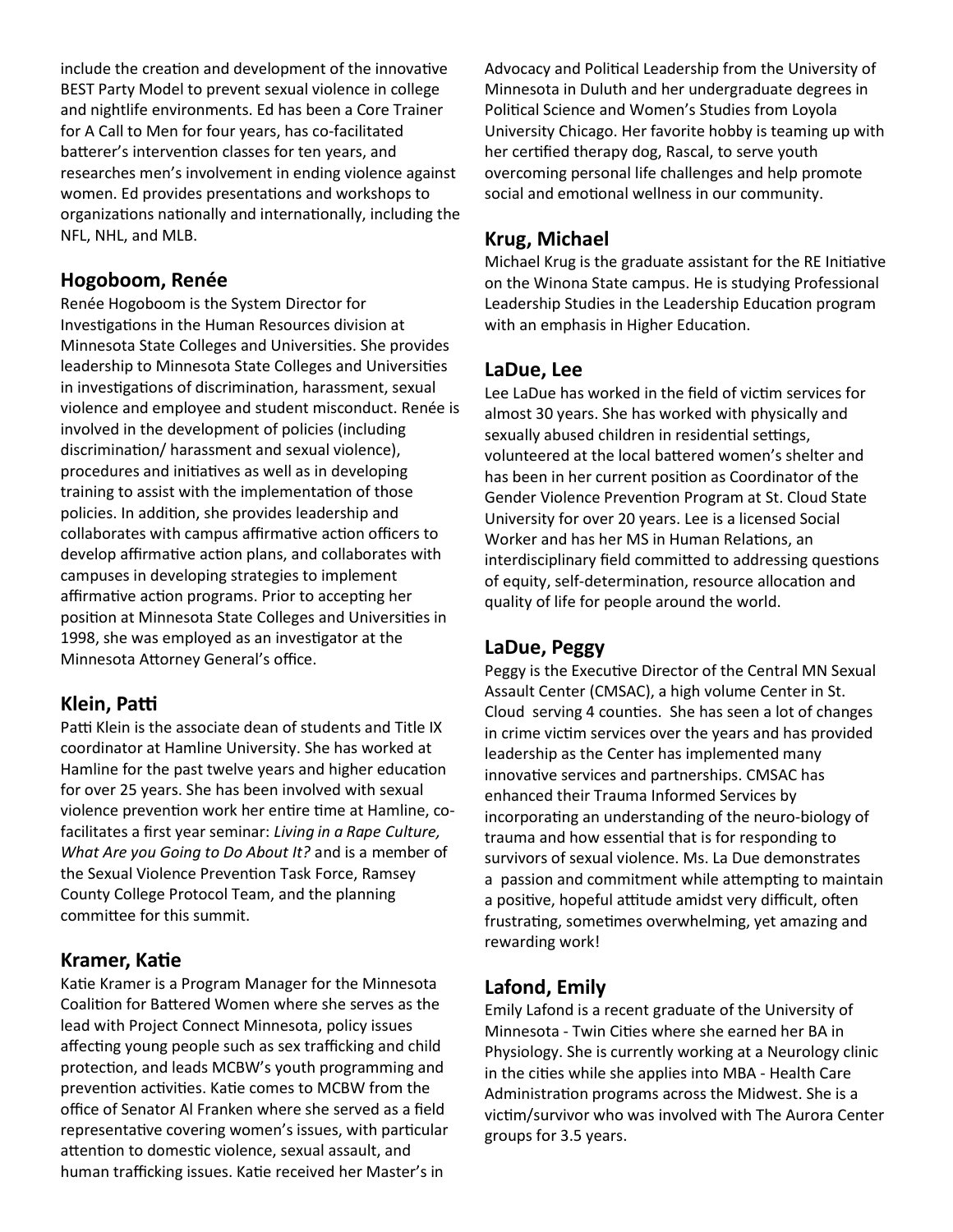include the creation and development of the innovative BEST Party Model to prevent sexual violence in college and nightlife environments. Ed has been a Core Trainer for A Call to Men for four years, has co-facilitated batterer's intervention classes for ten years, and researches men's involvement in ending violence against women. Ed provides presentations and workshops to organizations nationally and internationally, including the NFL, NHL, and MLB.

## Hogoboom, Renée

Renée Hogoboom is the System Director for Investigations in the Human Resources division at Minnesota State Colleges and Universities. She provides leadership to Minnesota State Colleges and Universities in investigations of discrimination, harassment, sexual violence and employee and student misconduct. Renée is involved in the development of policies (including discrimination/ harassment and sexual violence), procedures and initiatives as well as in developing training to assist with the implementation of those policies. In addition, she provides leadership and collaborates with campus affirmative action officers to develop affirmative action plans, and collaborates with campuses in developing strategies to implement affirmative action programs. Prior to accepting her position at Minnesota State Colleges and Universities in 1998, she was employed as an investigator at the Minnesota Attorney General's office.

## Klein, Patti

Patti Klein is the associate dean of students and Title IX coordinator at Hamline University. She has worked at Hamline for the past twelve years and higher education for over 25 years. She has been involved with sexual violence prevention work her entire time at Hamline, co-facilitates a first year seminar: *Living in a Rape Culture, What Are you Going to Do About It?* and is a member of the Sexual Violence Prevention Task Force, Ramsey County College Protocol Team, and the planning committee for this summit.

## Kramer, Katie

Katie Kramer is a Program Manager for the Minnesota Coalition for Battered Women where she serves as the lead with Project Connect Minnesota, policy issues affecting young people such as sex trafficking and child protection, and leads MCBW's youth programming and prevention activities. Katie comes to MCBW from the office of Senator Al Franken where she served as a field representative covering women's issues, with particular attention to domestic violence, sexual assault, and human trafficking issues. Katie received her Master's in Advocacy and Political Leadership from the University of Minnesota in Duluth and her undergraduate degrees in Political Science and Women's Studies from Loyola University Chicago. Her favorite hobby is teaming up with her certified therapy dog, Rascal, to serve youth overcoming personal life challenges and help promote social and emotional wellness in our community.

## Krug, Michael

Michael Krug is the graduate assistant for the RE Initiative on the Winona State campus. He is studying Professional Leadership Studies in the Leadership Education program with an emphasis in Higher Education.

## LaDue, Lee

Lee LaDue has worked in the field of victim services for almost 30 years. She has worked with physically and sexually abused children in residential settings, volunteered at the local battered women's shelter and has been in her current position as Coordinator of the Gender Violence Prevention Program at St. Cloud State University for over 20 years. Lee is a licensed Social Worker and has her MS in Human Relations, an interdisciplinary field committed to addressing questions of equity, self-determination, resource allocation and quality of life for people around the world.

## LaDue, Peggy

Peggy is the Executive Director of the Central MN Sexual Assault Center (CMSAC), a high volume Center in St. Cloud serving 4 counties. She has seen a lot of changes in crime victim services over the years and has provided leadership as the Center has implemented many innovative services and partnerships. CMSAC has enhanced their Trauma Informed Services by incorporating an understanding of the neuro-biology of trauma and how essential that is for responding to survivors of sexual violence. Ms. La Due demonstrates a passion and commitment while attempting to maintain a positive, hopeful attitude amidst very difficult, often frustrating, sometimes overwhelming, yet amazing and rewarding work!

## Lafond, Emily

Emily Lafond is a recent graduate of the University of Minnesota - Twin Cities where she earned her BA in Physiology. She is currently working at a Neurology clinic in the cities while she applies into MBA - Health Care Administration programs across the Midwest. She is a victim/survivor who was involved with The Aurora Center groups for 3.5 years.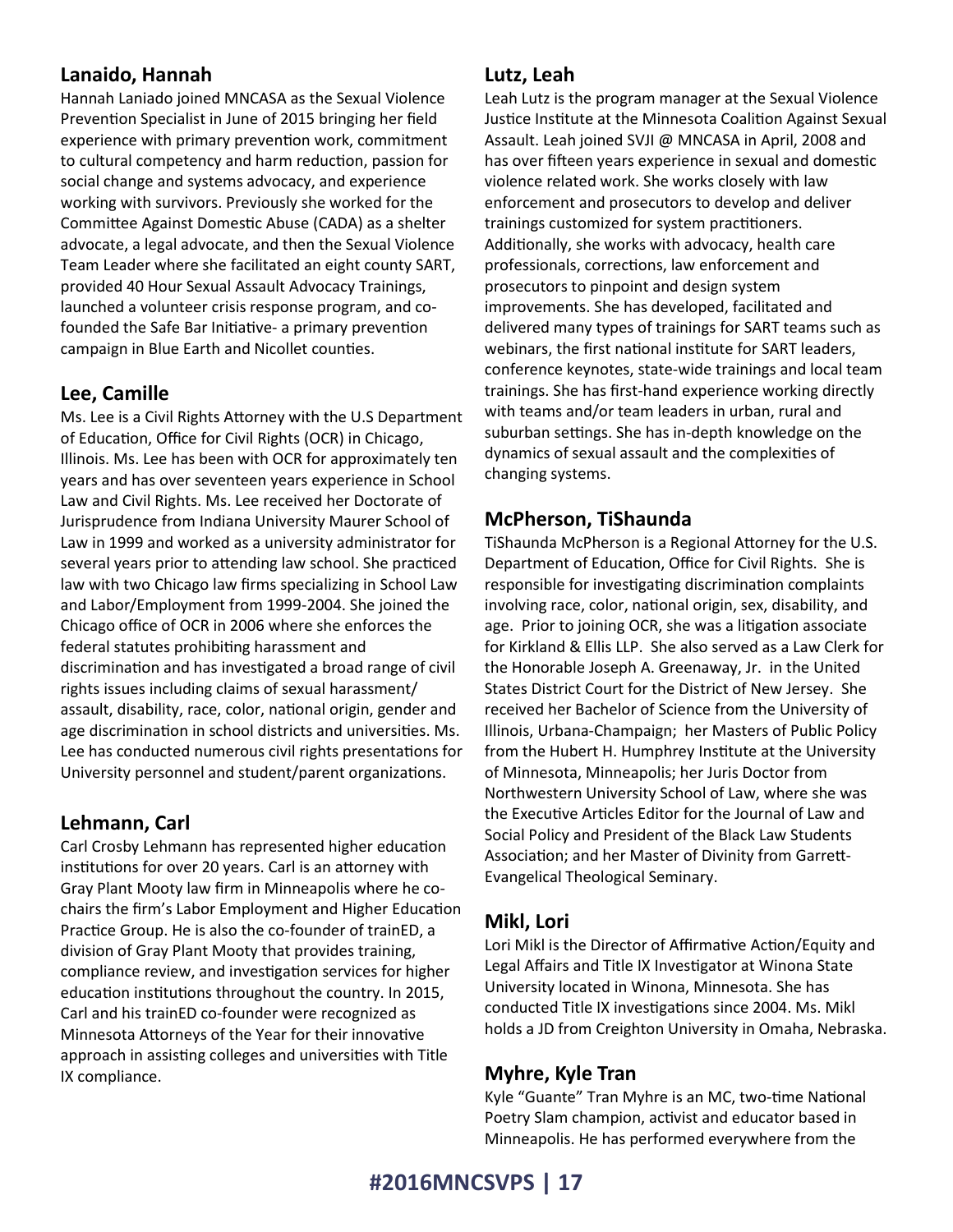## Lanaido, Hannah

Hannah Laniado joined MNCASA as the Sexual Violence Prevention Specialist in June of 2015 bringing her field experience with primary prevention work, commitment to cultural competency and harm reduction, passion for social change and systems advocacy, and experience working with survivors. Previously she worked for the Committee Against Domestic Abuse (CADA) as a shelter advocate, a legal advocate, and then the Sexual Violence Team Leader where she facilitated an eight county SART, provided 40 Hour Sexual Assault Advocacy Trainings, launched a volunteer crisis response program, and co-founded the Safe Bar Initiative- a primary prevention campaign in Blue Earth and Nicollet counties.

## Lee, Camille

Ms. Lee is a Civil Rights Attorney with the U.S Department of Education, Office for Civil Rights (OCR) in Chicago, Illinois. Ms. Lee has been with OCR for approximately ten years and has over seventeen years experience in School Law and Civil Rights. Ms. Lee received her Doctorate of Jurisprudence from Indiana University Maurer School of Law in 1999 and worked as a university administrator for several years prior to attending law school. She practiced law with two Chicago law firms specializing in School Law and Labor/Employment from 1999-2004. She joined the Chicago office of OCR in 2006 where she enforces the federal statutes prohibiting harassment and discrimination and has investigated a broad range of civil rights issues including claims of sexual harassment/ assault, disability, race, color, national origin, gender and age discrimination in school districts and universities. Ms. Lee has conducted numerous civil rights presentations for University personnel and student/parent organizations.

## Lehmann, Carl

Carl Crosby Lehmann has represented higher education institutions for over 20 years. Carl is an attorney with Gray Plant Mooty law firm in Minneapolis where he co-chairs the firm's Labor Employment and Higher Education Practice Group. He is also the co-founder of trainED, a division of Gray Plant Mooty that provides training, compliance review, and investigation services for higher education institutions throughout the country. In 2015, Carl and his trainED co-founder were recognized as Minnesota Attorneys of the Year for their innovative approach in assisting colleges and universities with Title IX compliance.

## Lutz, Leah

Leah Lutz is the program manager at the Sexual Violence Justice Institute at the Minnesota Coalition Against Sexual Assault. Leah joined SVJI @ MNCASA in April, 2008 and has over fifteen years experience in sexual and domestic violence related work. She works closely with law enforcement and prosecutors to develop and deliver trainings customized for system practitioners. Additionally, she works with advocacy, health care professionals, corrections, law enforcement and prosecutors to pinpoint and design system improvements. She has developed, facilitated and delivered many types of trainings for SART teams such as webinars, the first national institute for SART leaders, conference keynotes, state-wide trainings and local team trainings. She has first-hand experience working directly with teams and/or team leaders in urban, rural and suburban settings. She has in-depth knowledge on the dynamics of sexual assault and the complexities of changing systems.

## McPherson, TiShaunda

TiShaunda McPherson is a Regional Attorney for the U.S. Department of Education, Office for Civil Rights. She is responsible for investigating discrimination complaints involving race, color, national origin, sex, disability, and age. Prior to joining OCR, she was a litigation associate for Kirkland & Ellis LLP. She also served as a Law Clerk for the Honorable Joseph A. Greenaway, Jr. in the United States District Court for the District of New Jersey. She received her Bachelor of Science from the University of Illinois, Urbana-Champaign; her Masters of Public Policy from the Hubert H. Humphrey Institute at the University of Minnesota, Minneapolis; her Juris Doctor from Northwestern University School of Law, where she was the Executive Articles Editor for the Journal of Law and Social Policy and President of the Black Law Students Association; and her Master of Divinity from Garrett-Evangelical Theological Seminary.

## Mikl, Lori

Lori Mikl is the Director of Affirmative Action/Equity and Legal Affairs and Title IX Investigator at Winona State University located in Winona, Minnesota. She has conducted Title IX investigations since 2004. Ms. Mikl holds a JD from Creighton University in Omaha, Nebraska.

## Myhre, Kyle Tran

Kyle "Guante" Tran Myhre is an MC, two-time National Poetry Slam champion, activist and educator based in Minneapolis. He has performed everywhere from the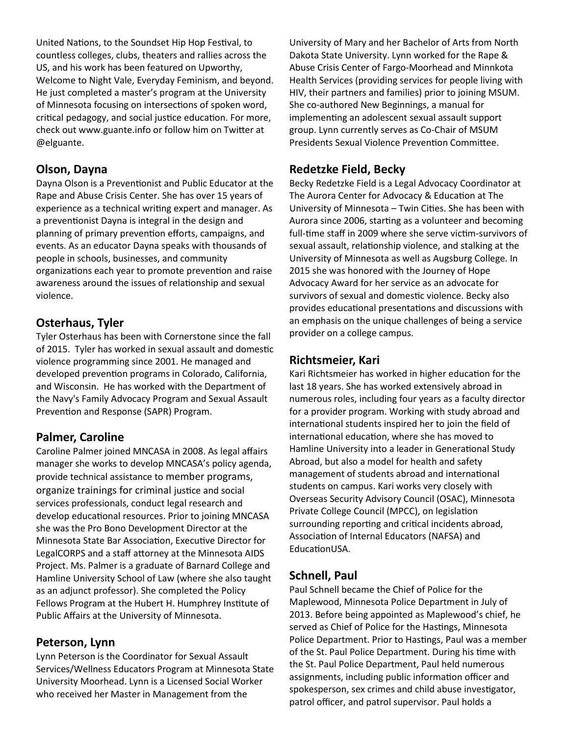United Nations, to the Soundset Hip Hop Festival, to countless colleges, clubs, theaters and rallies across the US, and his work has been featured on Upworthy, Welcome to Night Vale, Everyday Feminism, and beyond. He just completed a master's program at the University of Minnesota focusing on intersections of spoken word, critical pedagogy, and social justice education. For more, check out www.guante.info or follow him on Twitter at @elguante.

## Olson, Dayna

Dayna Olson is a Preventionist and Public Educator at the Rape and Abuse Crisis Center. She has over 15 years of experience as a technical writing expert and manager. As a preventionist Dayna is integral in the design and planning of primary prevention efforts, campaigns, and events. As an educator Dayna speaks with thousands of people in schools, businesses, and community organizations each year to promote prevention and raise awareness around the issues of relationship and sexual violence.

## Osterhaus, Tyler

Tyler Osterhaus has been with Cornerstone since the fall of 2015. Tyler has worked in sexual assault and domestic violence programming since 2001. He managed and developed prevention programs in Colorado, California, and Wisconsin. He has worked with the Department of the Navy's Family Advocacy Program and Sexual Assault Prevention and Response (SAPR) Program.

## Palmer, Caroline

Caroline Palmer joined MNCASA in 2008. As legal affairs manager she works to develop MNCASA's policy agenda, provide technical assistance to member programs, organize trainings for criminal justice and social services professionals, conduct legal research and develop educational resources. Prior to joining MNCASA she was the Pro Bono Development Director at the Minnesota State Bar Association, Executive Director for LegalCORPS and a staff attorney at the Minnesota AIDS Project. Ms. Palmer is a graduate of Barnard College and Hamline University School of Law (where she also taught as an adjunct professor). She completed the Policy Fellows Program at the Hubert H. Humphrey Institute of Public Affairs at the University of Minnesota.

## Peterson, Lynn

Lynn Peterson is the Coordinator for Sexual Assault Services/Wellness Educators Program at Minnesota State University Moorhead. Lynn is a Licensed Social Worker who received her Master in Management from the University of Mary and her Bachelor of Arts from North Dakota State University. Lynn worked for the Rape & Abuse Crisis Center of Fargo-Moorhead and Minnkota Health Services (providing services for people living with HIV, their partners and families) prior to joining MSUM. She co-authored New Beginnings, a manual for implementing an adolescent sexual assault support group. Lynn currently serves as Co-Chair of MSUM Presidents Sexual Violence Prevention Committee.

## Redetzke Field, Becky

Becky Redetzke Field is a Legal Advocacy Coordinator at The Aurora Center for Advocacy & Education at The University of Minnesota – Twin Cities. She has been with Aurora since 2006, starting as a volunteer and becoming full-time staff in 2009 where she serve victim-survivors of sexual assault, relationship violence, and stalking at the University of Minnesota as well as Augsburg College. In 2015 she was honored with the Journey of Hope Advocacy Award for her service as an advocate for survivors of sexual and domestic violence. Becky also provides educational presentations and discussions with an emphasis on the unique challenges of being a service provider on a college campus.

## Richtsmeier, Kari

Kari Richtsmeier has worked in higher education for the last 18 years. She has worked extensively abroad in numerous roles, including four years as a faculty director for a provider program. Working with study abroad and international students inspired her to join the field of international education, where she has moved to Hamline University into a leader in Generational Study Abroad, but also a model for health and safety management of students abroad and international students on campus. Kari works very closely with Overseas Security Advisory Council (OSAC), Minnesota Private College Council (MPCC), on legislation surrounding reporting and critical incidents abroad, Association of Internal Educators (NAFSA) and EducationUSA.

## Schnell, Paul

Paul Schnell became the Chief of Police for the Maplewood, Minnesota Police Department in July of 2013. Before being appointed as Maplewood's chief, he served as Chief of Police for the Hastings, Minnesota Police Department. Prior to Hastings, Paul was a member of the St. Paul Police Department. During his time with the St. Paul Police Department, Paul held numerous assignments, including public information officer and spokesperson, sex crimes and child abuse investigator, patrol officer, and patrol supervisor. Paul holds a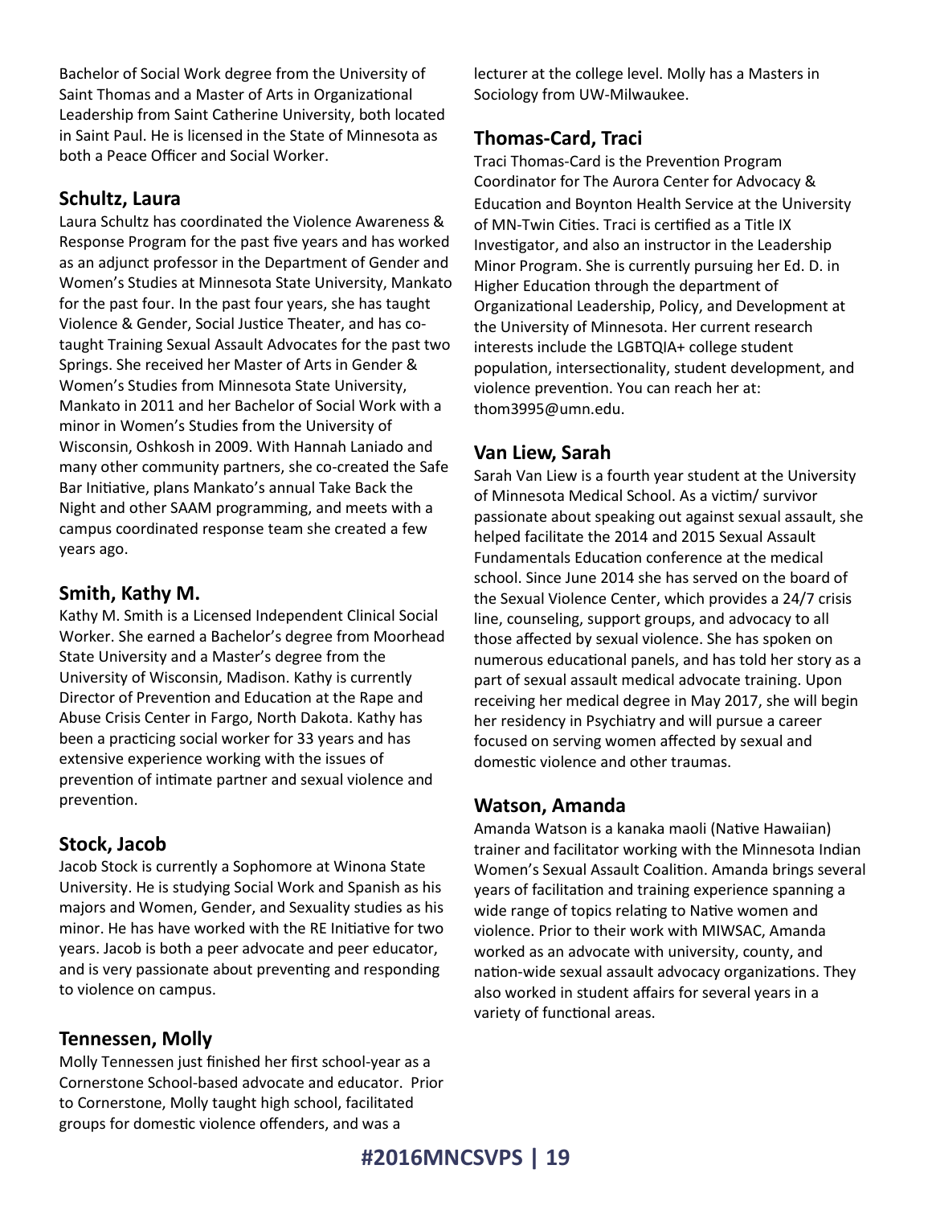Bachelor of Social Work degree from the University of Saint Thomas and a Master of Arts in Organizational Leadership from Saint Catherine University, both located in Saint Paul. He is licensed in the State of Minnesota as both a Peace Officer and Social Worker.

## Schultz, Laura

Laura Schultz has coordinated the Violence Awareness & Response Program for the past five years and has worked as an adjunct professor in the Department of Gender and Women's Studies at Minnesota State University, Mankato for the past four. In the past four years, she has taught Violence & Gender, Social Justice Theater, and has co-taught Training Sexual Assault Advocates for the past two Springs. She received her Master of Arts in Gender & Women's Studies from Minnesota State University, Mankato in 2011 and her Bachelor of Social Work with a minor in Women's Studies from the University of Wisconsin, Oshkosh in 2009. With Hannah Laniado and many other community partners, she co-created the Safe Bar Initiative, plans Mankato's annual Take Back the Night and other SAAM programming, and meets with a campus coordinated response team she created a few years ago.

## Smith, Kathy M.

Kathy M. Smith is a Licensed Independent Clinical Social Worker. She earned a Bachelor's degree from Moorhead State University and a Master's degree from the University of Wisconsin, Madison. Kathy is currently Director of Prevention and Education at the Rape and Abuse Crisis Center in Fargo, North Dakota. Kathy has been a practicing social worker for 33 years and has extensive experience working with the issues of prevention of intimate partner and sexual violence and prevention.

## Stock, Jacob

Jacob Stock is currently a Sophomore at Winona State University. He is studying Social Work and Spanish as his majors and Women, Gender, and Sexuality studies as his minor. He has have worked with the RE Initiative for two years. Jacob is both a peer advocate and peer educator, and is very passionate about preventing and responding to violence on campus.

## Tennessen, Molly

Molly Tennessen just finished her first school-year as a Cornerstone School-based advocate and educator. Prior to Cornerstone, Molly taught high school, facilitated groups for domestic violence offenders, and was a lecturer at the college level. Molly has a Masters in Sociology from UW-Milwaukee.

## Thomas-Card, Traci

Traci Thomas-Card is the Prevention Program Coordinator for The Aurora Center for Advocacy & Education and Boynton Health Service at the University of MN-Twin Cities. Traci is certified as a Title IX Investigator, and also an instructor in the Leadership Minor Program. She is currently pursuing her Ed. D. in Higher Education through the department of Organizational Leadership, Policy, and Development at the University of Minnesota. Her current research interests include the LGBTQIA+ college student population, intersectionality, student development, and violence prevention. You can reach her at: thom3995@umn.edu.

## Van Liew, Sarah

Sarah Van Liew is a fourth year student at the University of Minnesota Medical School. As a victim/ survivor passionate about speaking out against sexual assault, she helped facilitate the 2014 and 2015 Sexual Assault Fundamentals Education conference at the medical school. Since June 2014 she has served on the board of the Sexual Violence Center, which provides a 24/7 crisis line, counseling, support groups, and advocacy to all those affected by sexual violence. She has spoken on numerous educational panels, and has told her story as a part of sexual assault medical advocate training. Upon receiving her medical degree in May 2017, she will begin her residency in Psychiatry and will pursue a career focused on serving women affected by sexual and domestic violence and other traumas.

## Watson, Amanda

Amanda Watson is a kanaka maoli (Native Hawaiian) trainer and facilitator working with the Minnesota Indian Women's Sexual Assault Coalition. Amanda brings several years of facilitation and training experience spanning a wide range of topics relating to Native women and violence. Prior to their work with MIWSAC, Amanda worked as an advocate with university, county, and nation-wide sexual assault advocacy organizations. They also worked in student affairs for several years in a variety of functional areas.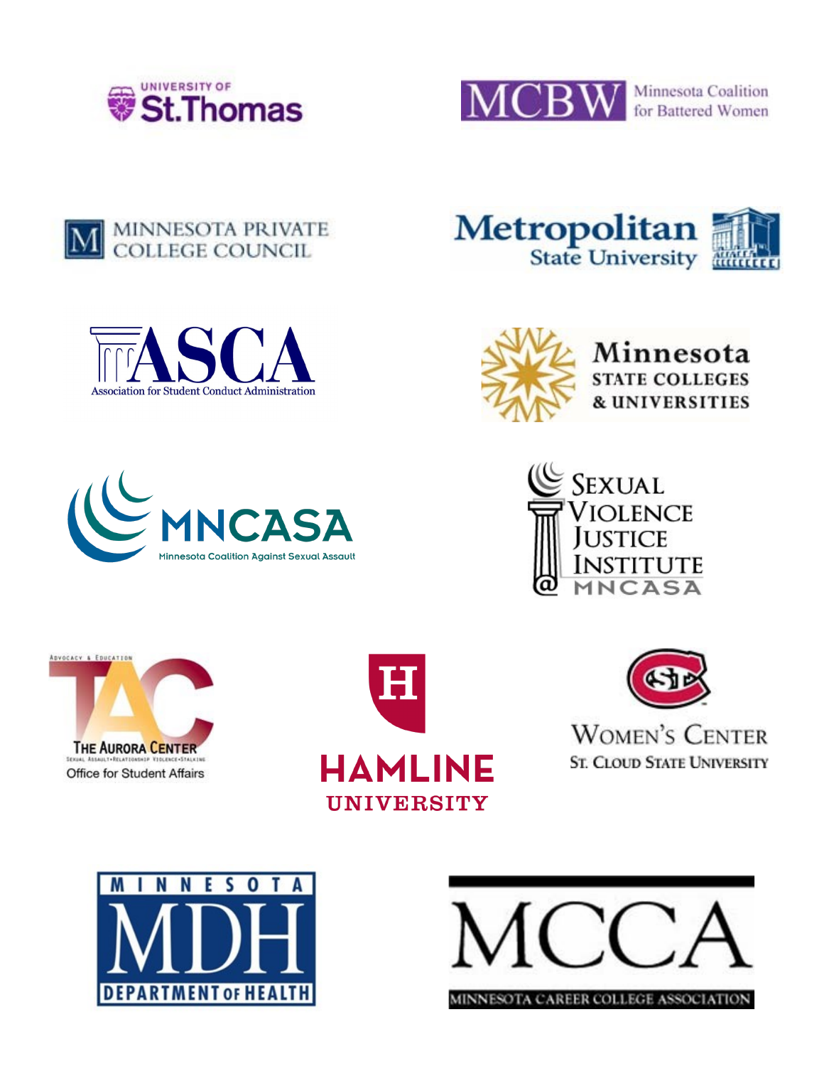UNIVERSITY OF St.Thomas

MCBW Minnesota Coalition for Battered Women

MINNESOTA PRIVATE COLLEGE COUNCIL

Metropolitan State University

ASCA Association for Student Conduct Administration

Minnesota STATE COLLEGES & UNIVERSITIES

MNCASA Minnesota Coalition Against Sexual Assault

SEXUAL VIOLENCE JUSTICE INSTITUTE @ MNCASA

ADVOCACY & EDUCATION TAC THE AURORA CENTER SEXUAL ASSAULT•RELATIONSHIP VIOLENCE•STALKING Office for Student Affairs

HAMLINE UNIVERSITY

WOMEN'S CENTER ST. CLOUD STATE UNIVERSITY

MINNESOTA MDH DEPARTMENT OF HEALTH

MCCA MINNESOTA CAREER COLLEGE ASSOCIATION